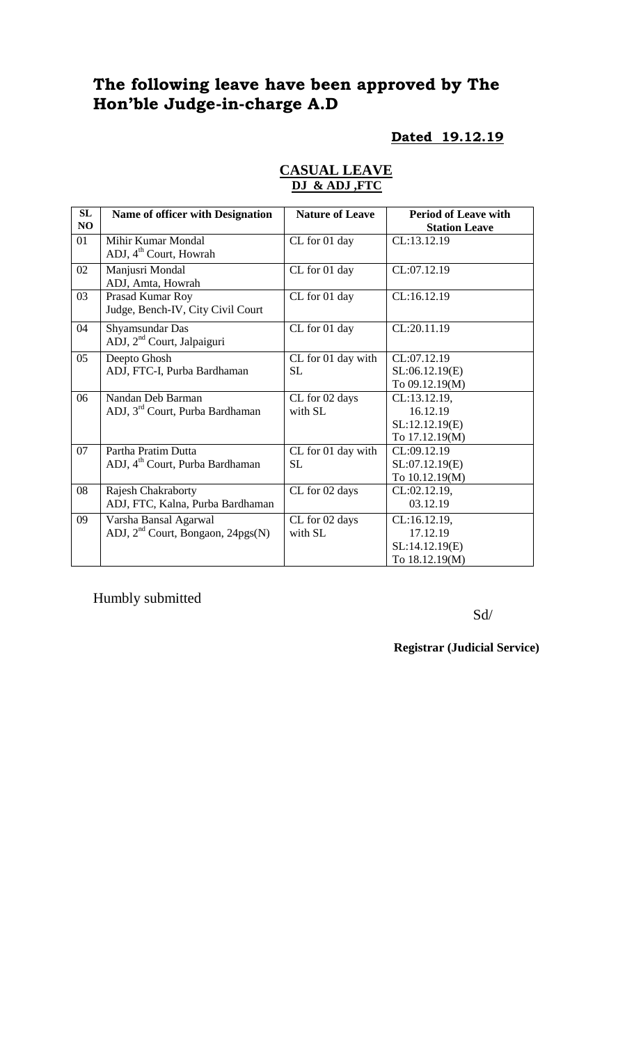# The following leave have been approved by The Hon'ble Judge-in-charge A.D

**Dated 19.12.19**

**CASUAL LEAVE**
**DJ & ADJ ,FTC**

| SL NO | Name of officer with Designation | Nature of Leave | Period of Leave with Station Leave |
|---|---|---|---|
| 01 | Mihir Kumar Mondal<br>ADJ, 4th Court, Howrah | CL for 01 day | CL:13.12.19 |
| 02 | Manjusri Mondal<br>ADJ, Amta, Howrah | CL for 01 day | CL:07.12.19 |
| 03 | Prasad Kumar Roy<br>Judge, Bench-IV, City Civil Court | CL for 01 day | CL:16.12.19 |
| 04 | Shyamsundar Das<br>ADJ, 2nd Court, Jalpaiguri | CL for 01 day | CL:20.11.19 |
| 05 | Deepto Ghosh<br>ADJ, FTC-I, Purba Bardhaman | CL for 01 day with SL | CL:07.12.19<br>SL:06.12.19(E)<br>To 09.12.19(M) |
| 06 | Nandan Deb Barman<br>ADJ, 3rd Court, Purba Bardhaman | CL for 02 days with SL | CL:13.12.19,<br>16.12.19<br>SL:12.12.19(E)<br>To 17.12.19(M) |
| 07 | Partha Pratim Dutta<br>ADJ, 4th Court, Purba Bardhaman | CL for 01 day with SL | CL:09.12.19<br>SL:07.12.19(E)<br>To 10.12.19(M) |
| 08 | Rajesh Chakraborty<br>ADJ, FTC, Kalna, Purba Bardhaman | CL for 02 days | CL:02.12.19,<br>03.12.19 |
| 09 | Varsha Bansal Agarwal<br>ADJ, 2nd Court, Bongaon, 24pgs(N) | CL for 02 days with SL | CL:16.12.19,<br>17.12.19<br>SL:14.12.19(E)<br>To 18.12.19(M) |

Humbly submitted

Sd/

**Registrar (Judicial Service)**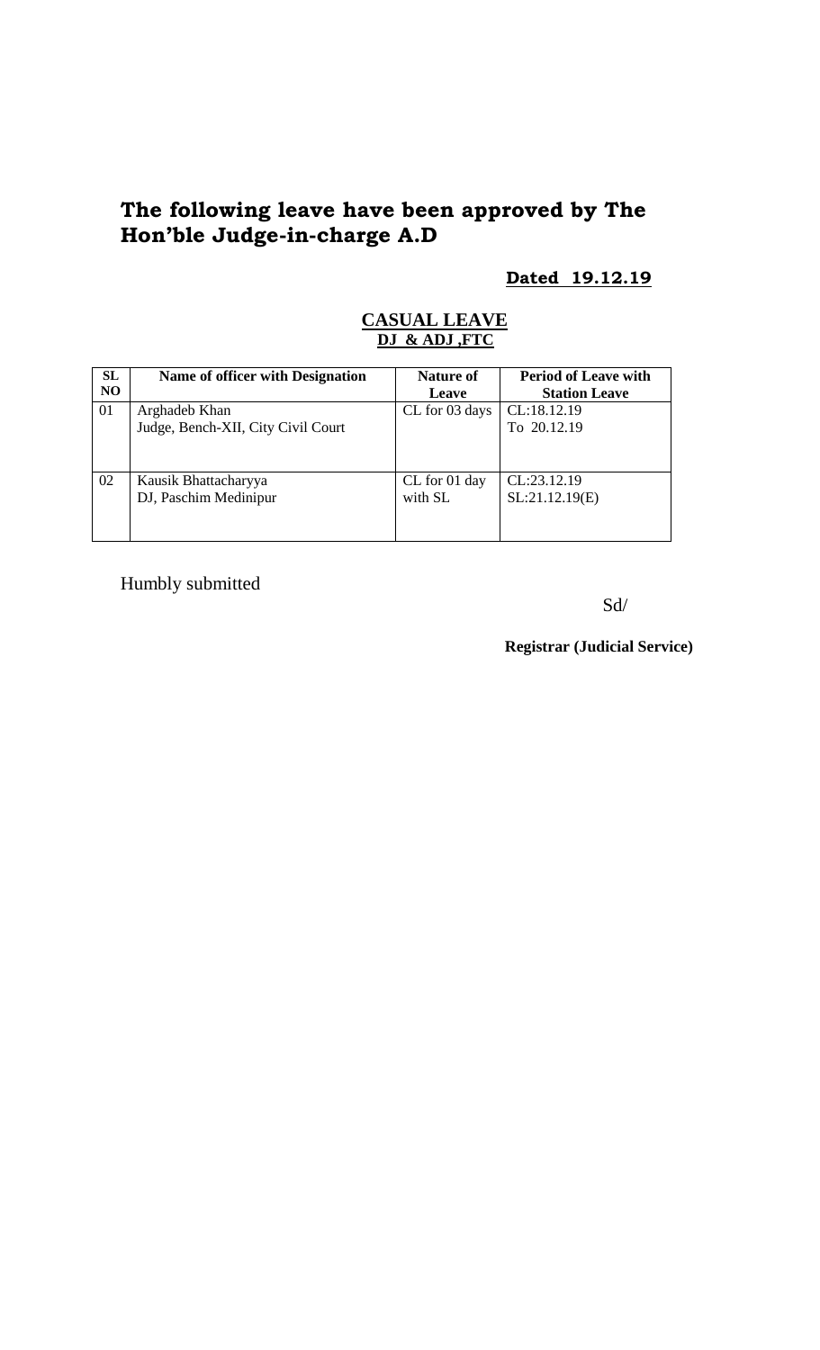# The following leave have been approved by The Hon'ble Judge-in-charge A.D

**Dated 19.12.19**

**CASUAL LEAVE**

**DJ & ADJ ,FTC**

| SL NO | Name of officer with Designation | Nature of Leave | Period of Leave with Station Leave |
|---|---|---|---|
| 01 | Arghadeb Khan<br>Judge, Bench-XII, City Civil Court | CL for 03 days | CL:18.12.19<br>To 20.12.19 |
| 02 | Kausik Bhattacharyya<br>DJ, Paschim Medinipur | CL for 01 day with SL | CL:23.12.19<br>SL:21.12.19(E) |

Humbly submitted

Sd/

**Registrar (Judicial Service)**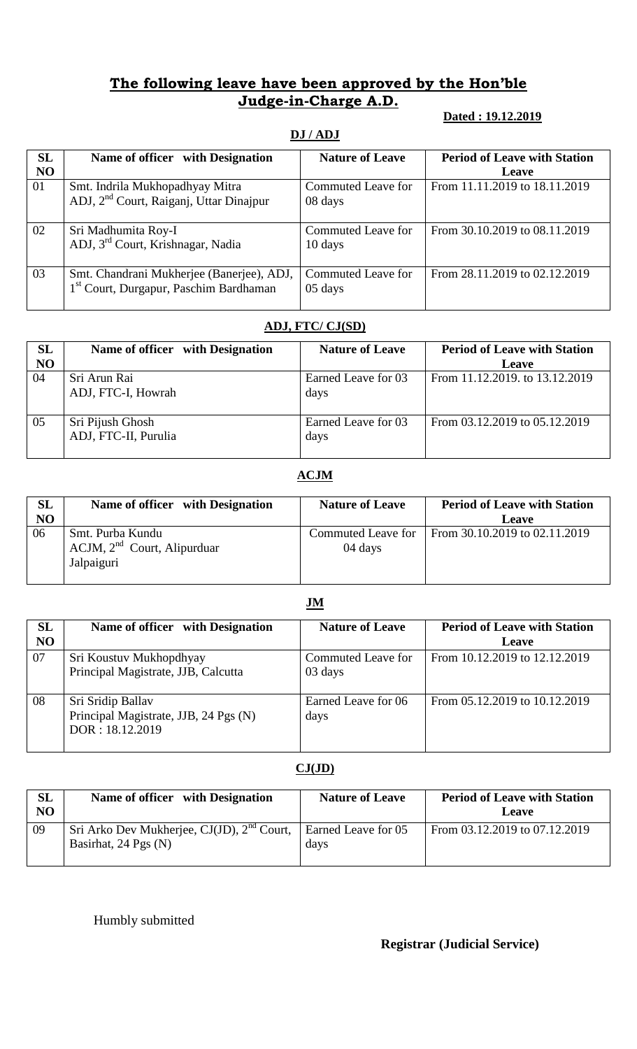# The following leave have been approved by the Hon'ble Judge-in-Charge A.D.

**Dated : 19.12.2019**

**DJ / ADJ**

| SL NO | Name of officer with Designation | Nature of Leave | Period of Leave with Station Leave |
|---|---|---|---|
| 01 | Smt. Indrila Mukhopadhyay Mitra ADJ, 2nd Court, Raiganj, Uttar Dinajpur | Commuted Leave for 08 days | From 11.11.2019 to 18.11.2019 |
| 02 | Sri Madhumita Roy-I ADJ, 3rd Court, Krishnagar, Nadia | Commuted Leave for 10 days | From 30.10.2019 to 08.11.2019 |
| 03 | Smt. Chandrani Mukherjee (Banerjee), ADJ, 1st Court, Durgapur, Paschim Bardhaman | Commuted Leave for 05 days | From 28.11.2019 to 02.12.2019 |

**ADJ, FTC/ CJ(SD)**

| SL NO | Name of officer with Designation | Nature of Leave | Period of Leave with Station Leave |
|---|---|---|---|
| 04 | Sri Arun Rai ADJ, FTC-I, Howrah | Earned Leave for 03 days | From 11.12.2019. to 13.12.2019 |
| 05 | Sri Pijush Ghosh ADJ, FTC-II, Purulia | Earned Leave for 03 days | From 03.12.2019 to 05.12.2019 |

**ACJM**

| SL NO | Name of officer with Designation | Nature of Leave | Period of Leave with Station Leave |
|---|---|---|---|
| 06 | Smt. Purba Kundu ACJM, 2nd Court, Alipurduar Jalpaiguri | Commuted Leave for 04 days | From 30.10.2019 to 02.11.2019 |

**JM**

| SL NO | Name of officer with Designation | Nature of Leave | Period of Leave with Station Leave |
|---|---|---|---|
| 07 | Sri Koustuv Mukhopdhyay Principal Magistrate, JJB, Calcutta | Commuted Leave for 03 days | From 10.12.2019 to 12.12.2019 |
| 08 | Sri Sridip Ballav Principal Magistrate, JJB, 24 Pgs (N) DOR : 18.12.2019 | Earned Leave for 06 days | From 05.12.2019 to 10.12.2019 |

**CJ(JD)**

| SL NO | Name of officer with Designation | Nature of Leave | Period of Leave with Station Leave |
|---|---|---|---|
| 09 | Sri Arko Dev Mukherjee, CJ(JD), 2nd Court, Basirhat, 24 Pgs (N) | Earned Leave for 05 days | From 03.12.2019 to 07.12.2019 |

Humbly submitted

**Registrar (Judicial Service)**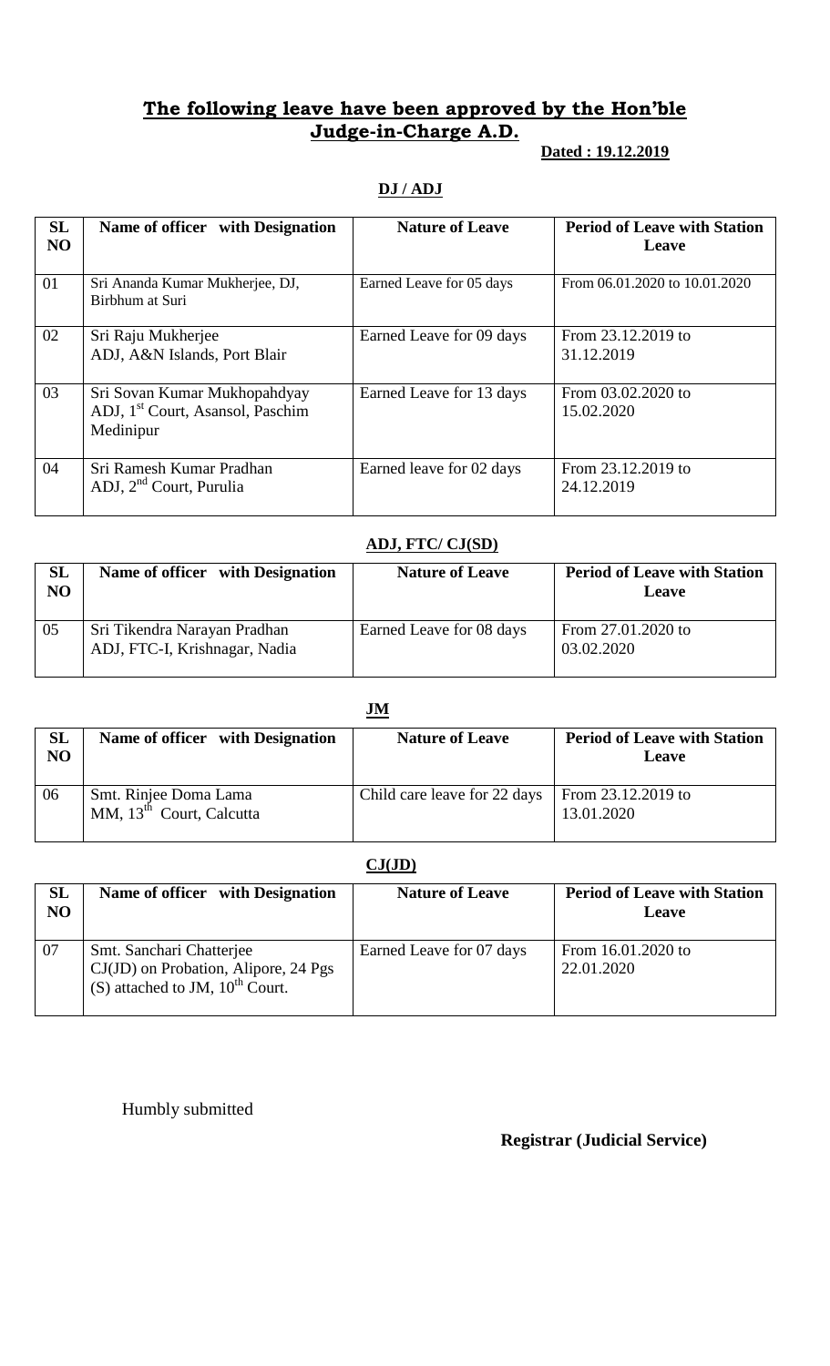# The following leave have been approved by the Hon'ble Judge-in-Charge A.D.

**Dated : 19.12.2019**

## DJ / ADJ

| SL NO | Name of officer with Designation | Nature of Leave | Period of Leave with Station Leave |
|---|---|---|---|
| 01 | Sri Ananda Kumar Mukherjee, DJ, Birbhum at Suri | Earned Leave for 05 days | From 06.01.2020 to 10.01.2020 |
| 02 | Sri Raju Mukherjee ADJ, A&N Islands, Port Blair | Earned Leave for 09 days | From 23.12.2019 to 31.12.2019 |
| 03 | Sri Sovan Kumar Mukhopahdyay ADJ, 1st Court, Asansol, Paschim Medinipur | Earned Leave for 13 days | From 03.02.2020 to 15.02.2020 |
| 04 | Sri Ramesh Kumar Pradhan ADJ, 2nd Court, Purulia | Earned leave for 02 days | From 23.12.2019 to 24.12.2019 |

## ADJ, FTC/ CJ(SD)

| SL NO | Name of officer with Designation | Nature of Leave | Period of Leave with Station Leave |
|---|---|---|---|
| 05 | Sri Tikendra Narayan Pradhan ADJ, FTC-I, Krishnagar, Nadia | Earned Leave for 08 days | From 27.01.2020 to 03.02.2020 |

## JM

| SL NO | Name of officer with Designation | Nature of Leave | Period of Leave with Station Leave |
|---|---|---|---|
| 06 | Smt. Rinjee Doma Lama MM, 13th Court, Calcutta | Child care leave for 22 days | From 23.12.2019 to 13.01.2020 |

## CJ(JD)

| SL NO | Name of officer with Designation | Nature of Leave | Period of Leave with Station Leave |
|---|---|---|---|
| 07 | Smt. Sanchari Chatterjee CJ(JD) on Probation, Alipore, 24 Pgs (S) attached to JM, 10th Court. | Earned Leave for 07 days | From 16.01.2020 to 22.01.2020 |

Humbly submitted

**Registrar (Judicial Service)**